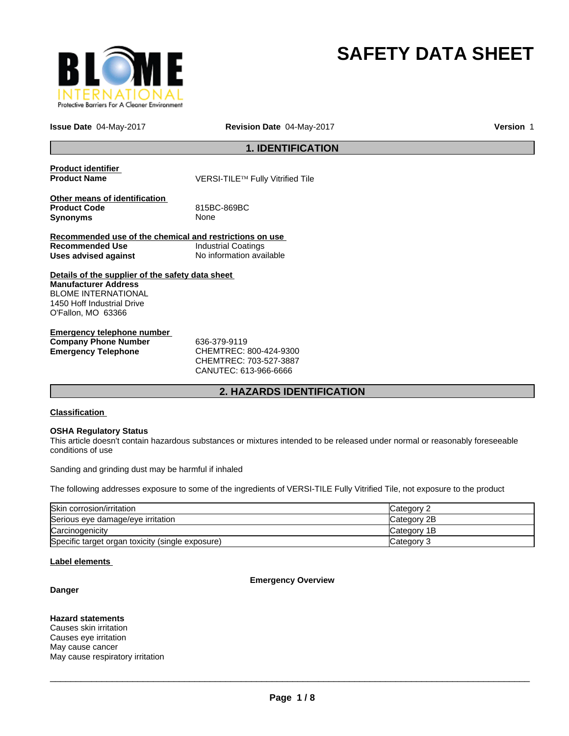# SAFETY DATA SHEET

**Issue Date** 04-May-2017 **Revision Date** 04-May-2017 **Version** 1

## 1. IDENTIFICATION

**Product identifier**

**Product Name** VERSI-TILE™ Fully Vitrified Tile

**Other means of identification**

**Product Code** 815BC-869BC

**Synonyms** None

**Recommended use of the chemical and restrictions on use**

**Recommended Use** Industrial Coatings

**Uses advised against** No information available

**Details of the supplier of the safety data sheet**

**Manufacturer Address**
BLOME INTERNATIONAL
1450 Hoff Industrial Drive
O'Fallon, MO 63366

**Emergency telephone number**

**Company Phone Number** 636-379-9119

**Emergency Telephone** CHEMTREC: 800-424-9300
CHEMTREC: 703-527-3887
CANUTEC: 613-966-6666

## 2. HAZARDS IDENTIFICATION

**Classification**

**OSHA Regulatory Status**
This article doesn't contain hazardous substances or mixtures intended to be released under normal or reasonably foreseeable conditions of use

Sanding and grinding dust may be harmful if inhaled

The following addresses exposure to some of the ingredients of VERSI-TILE Fully Vitrified Tile, not exposure to the product

| | |
|---|---|
| Skin corrosion/irritation | Category 2 |
| Serious eye damage/eye irritation | Category 2B |
| Carcinogenicity | Category 1B |
| Specific target organ toxicity (single exposure) | Category 3 |

**Label elements**

**Emergency Overview**

**Danger**

**Hazard statements**
Causes skin irritation
Causes eye irritation
May cause cancer
May cause respiratory irritation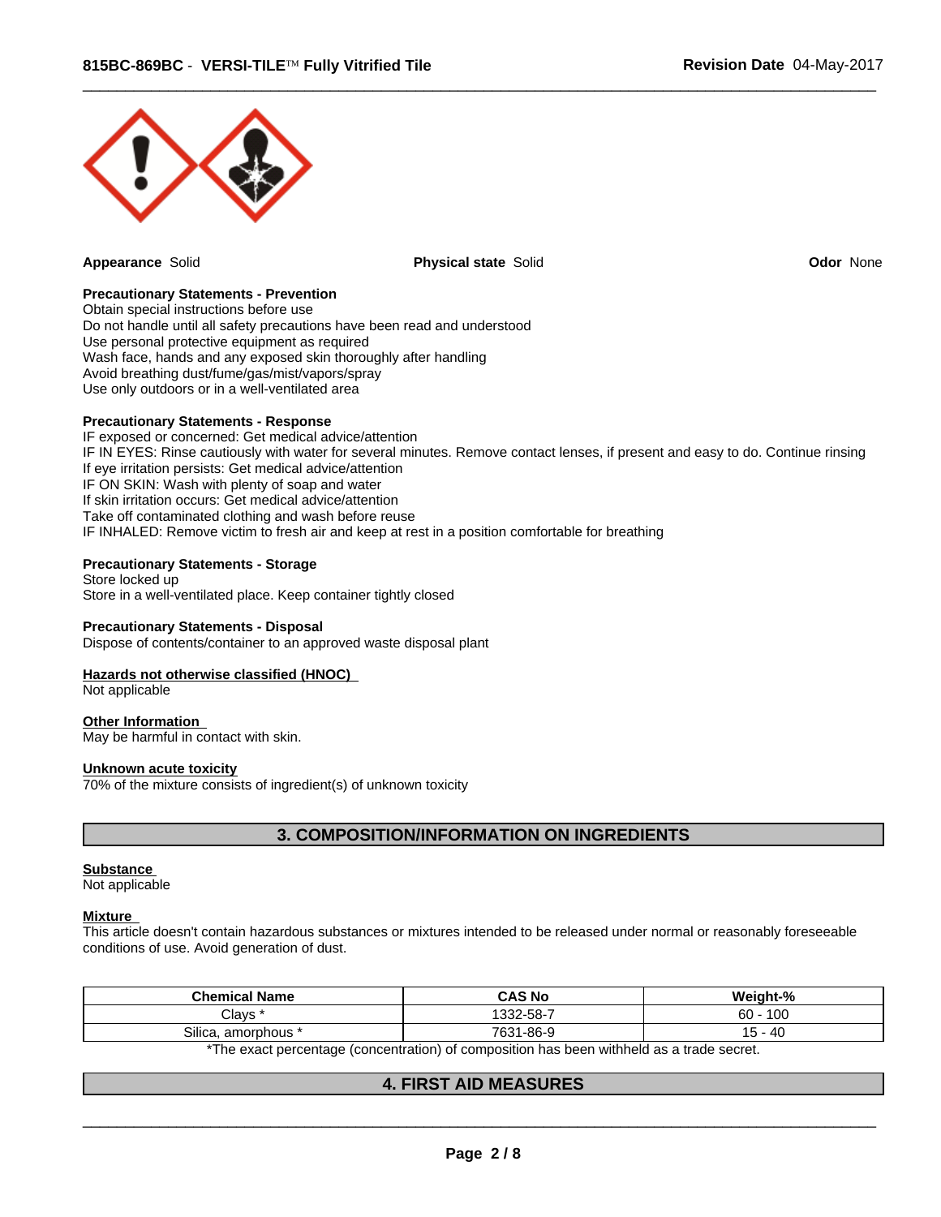**Appearance** Solid

**Physical state** Solid

**Odor** None

**Precautionary Statements - Prevention**
Obtain special instructions before use
Do not handle until all safety precautions have been read and understood
Use personal protective equipment as required
Wash face, hands and any exposed skin thoroughly after handling
Avoid breathing dust/fume/gas/mist/vapors/spray
Use only outdoors or in a well-ventilated area

**Precautionary Statements - Response**
IF exposed or concerned: Get medical advice/attention
IF IN EYES: Rinse cautiously with water for several minutes. Remove contact lenses, if present and easy to do. Continue rinsing
If eye irritation persists: Get medical advice/attention
IF ON SKIN: Wash with plenty of soap and water
If skin irritation occurs: Get medical advice/attention
Take off contaminated clothing and wash before reuse
IF INHALED: Remove victim to fresh air and keep at rest in a position comfortable for breathing

**Precautionary Statements - Storage**
Store locked up
Store in a well-ventilated place. Keep container tightly closed

**Precautionary Statements - Disposal**
Dispose of contents/container to an approved waste disposal plant

**Hazards not otherwise classified (HNOC)**
Not applicable

**Other Information**
May be harmful in contact with skin.

**Unknown acute toxicity**
70% of the mixture consists of ingredient(s) of unknown toxicity

## 3. COMPOSITION/INFORMATION ON INGREDIENTS

**Substance**
Not applicable

**Mixture**
This article doesn't contain hazardous substances or mixtures intended to be released under normal or reasonably foreseeable conditions of use. Avoid generation of dust.

| Chemical Name | CAS No | Weight-% |
|---|---|---|
| Clays * | 1332-58-7 | 60 - 100 |
| Silica, amorphous * | 7631-86-9 | 15 - 40 |

*The exact percentage (concentration) of composition has been withheld as a trade secret.

## 4. FIRST AID MEASURES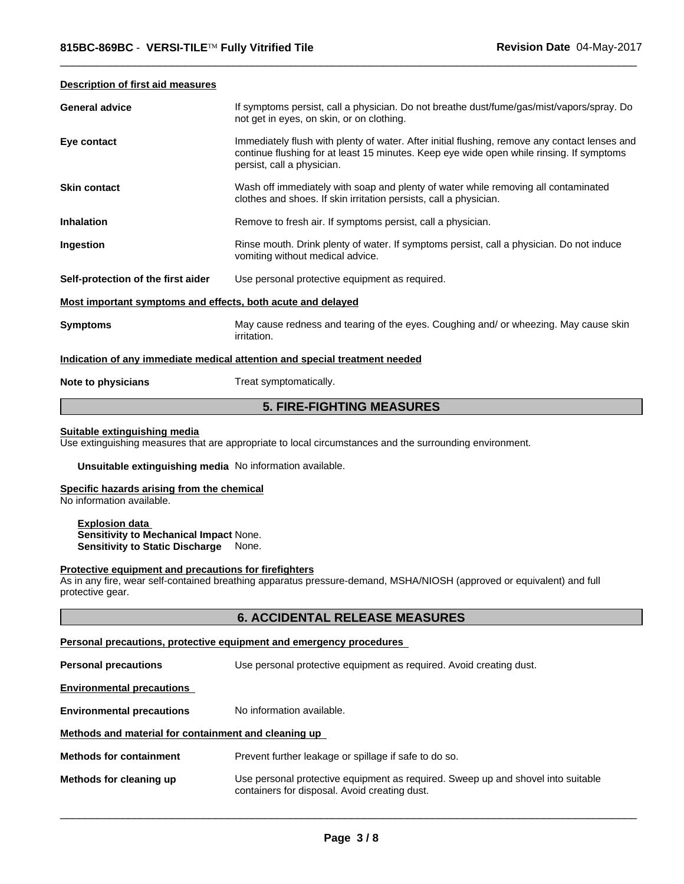### Description of first aid measures

| | |
|---|---|
| **General advice** | If symptoms persist, call a physician. Do not breathe dust/fume/gas/mist/vapors/spray. Do not get in eyes, on skin, or on clothing. |
| **Eye contact** | Immediately flush with plenty of water. After initial flushing, remove any contact lenses and continue flushing for at least 15 minutes. Keep eye wide open while rinsing. If symptoms persist, call a physician. |
| **Skin contact** | Wash off immediately with soap and plenty of water while removing all contaminated clothes and shoes. If skin irritation persists, call a physician. |
| **Inhalation** | Remove to fresh air. If symptoms persist, call a physician. |
| **Ingestion** | Rinse mouth. Drink plenty of water. If symptoms persist, call a physician. Do not induce vomiting without medical advice. |
| **Self-protection of the first aider** | Use personal protective equipment as required. |

### Most important symptoms and effects, both acute and delayed

| | |
|---|---|
| **Symptoms** | May cause redness and tearing of the eyes. Coughing and/ or wheezing. May cause skin irritation. |

### Indication of any immediate medical attention and special treatment needed

| | |
|---|---|
| **Note to physicians** | Treat symptomatically. |

## 5. FIRE-FIGHTING MEASURES

### Suitable extinguishing media

Use extinguishing measures that are appropriate to local circumstances and the surrounding environment.

**Unsuitable extinguishing media** No information available.

### Specific hazards arising from the chemical

No information available.

**Explosion data**
**Sensitivity to Mechanical Impact** None.
**Sensitivity to Static Discharge** None.

### Protective equipment and precautions for firefighters

As in any fire, wear self-contained breathing apparatus pressure-demand, MSHA/NIOSH (approved or equivalent) and full protective gear.

## 6. ACCIDENTAL RELEASE MEASURES

### Personal precautions, protective equipment and emergency procedures

| | |
|---|---|
| **Personal precautions** | Use personal protective equipment as required. Avoid creating dust. |

### Environmental precautions

| | |
|---|---|
| **Environmental precautions** | No information available. |

### Methods and material for containment and cleaning up

| | |
|---|---|
| **Methods for containment** | Prevent further leakage or spillage if safe to do so. |
| **Methods for cleaning up** | Use personal protective equipment as required. Sweep up and shovel into suitable containers for disposal. Avoid creating dust. |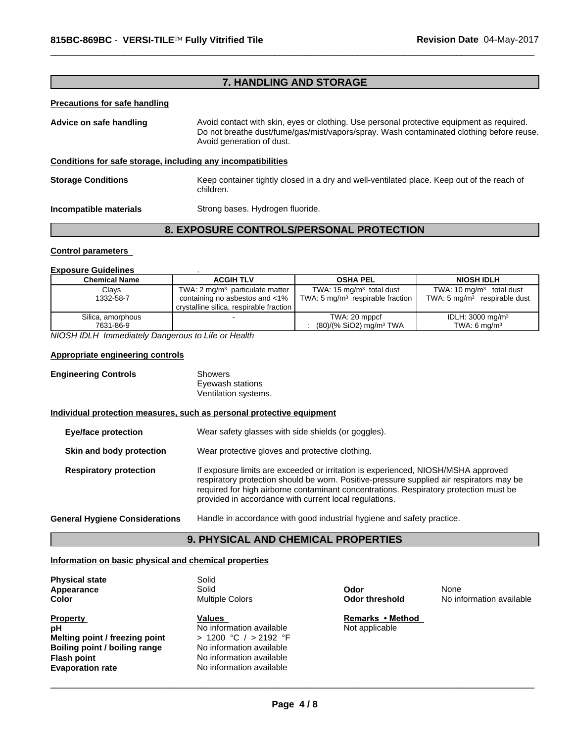## 7. HANDLING AND STORAGE

**Precautions for safe handling**

**Advice on safe handling** — Avoid contact with skin, eyes or clothing. Use personal protective equipment as required. Do not breathe dust/fume/gas/mist/vapors/spray. Wash contaminated clothing before reuse. Avoid generation of dust.

**Conditions for safe storage, including any incompatibilities**

**Storage Conditions** — Keep container tightly closed in a dry and well-ventilated place. Keep out of the reach of children.

**Incompatible materials** — Strong bases. Hydrogen fluoride.

## 8. EXPOSURE CONTROLS/PERSONAL PROTECTION

**Control parameters**

**Exposure Guidelines** .

| Chemical Name | ACGIH TLV | OSHA PEL | NIOSH IDLH |
|---|---|---|---|
| Clays 1332-58-7 | TWA: 2 mg/m³ particulate matter containing no asbestos and <1% crystalline silica, respirable fraction | TWA: 15 mg/m³ total dust TWA: 5 mg/m³ respirable fraction | TWA: 10 mg/m³ total dust TWA: 5 mg/m³ respirable dust |
| Silica, amorphous 7631-86-9 | - | TWA: 20 mppcf : (80)/(% SiO2) mg/m³ TWA | IDLH: 3000 mg/m³ TWA: 6 mg/m³ |

*NIOSH IDLH Immediately Dangerous to Life or Health*

**Appropriate engineering controls**

**Engineering Controls** — Showers
Eyewash stations
Ventilation systems.

**Individual protection measures, such as personal protective equipment**

**Eye/face protection** — Wear safety glasses with side shields (or goggles).

**Skin and body protection** — Wear protective gloves and protective clothing.

**Respiratory protection** — If exposure limits are exceeded or irritation is experienced, NIOSH/MSHA approved respiratory protection should be worn. Positive-pressure supplied air respirators may be required for high airborne contaminant concentrations. Respiratory protection must be provided in accordance with current local regulations.

**General Hygiene Considerations** — Handle in accordance with good industrial hygiene and safety practice.

## 9. PHYSICAL AND CHEMICAL PROPERTIES

**Information on basic physical and chemical properties**

**Physical state** Solid
**Appearance** Solid
**Color** Multiple Colors
**Odor** None
**Odor threshold** No information available

| Property | Values | Remarks • Method |
|---|---|---|
| **pH** | No information available | Not applicable |
| **Melting point / freezing point** | > 1200 °C / > 2192 °F | |
| **Boiling point / boiling range** | No information available | |
| **Flash point** | No information available | |
| **Evaporation rate** | No information available | |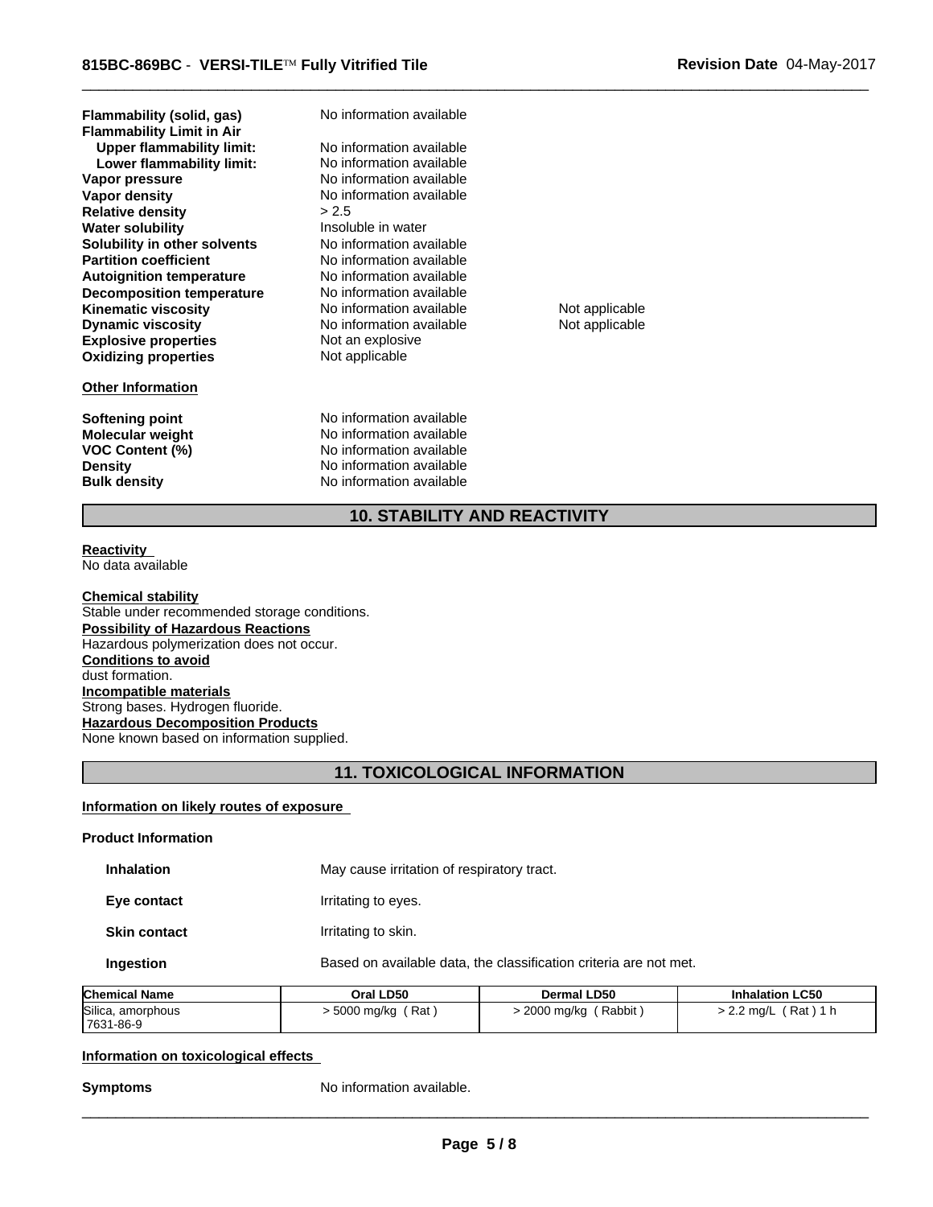| | | |
|---|---|---|
| **Flammability (solid, gas)** | No information available | |
| **Flammability Limit in Air** | | |
| **Upper flammability limit:** | No information available | |
| **Lower flammability limit:** | No information available | |
| **Vapor pressure** | No information available | |
| **Vapor density** | No information available | |
| **Relative density** | > 2.5 | |
| **Water solubility** | Insoluble in water | |
| **Solubility in other solvents** | No information available | |
| **Partition coefficient** | No information available | |
| **Autoignition temperature** | No information available | |
| **Decomposition temperature** | No information available | |
| **Kinematic viscosity** | No information available | Not applicable |
| **Dynamic viscosity** | No information available | Not applicable |
| **Explosive properties** | Not an explosive | |
| **Oxidizing properties** | Not applicable | |

**Other Information**

| | |
|---|---|
| **Softening point** | No information available |
| **Molecular weight** | No information available |
| **VOC Content (%)** | No information available |
| **Density** | No information available |
| **Bulk density** | No information available |

## 10. STABILITY AND REACTIVITY

**Reactivity**
No data available

**Chemical stability**
Stable under recommended storage conditions.

**Possibility of Hazardous Reactions**
Hazardous polymerization does not occur.

**Conditions to avoid**
dust formation.

**Incompatible materials**
Strong bases. Hydrogen fluoride.

**Hazardous Decomposition Products**
None known based on information supplied.

## 11. TOXICOLOGICAL INFORMATION

**Information on likely routes of exposure**

**Product Information**

| | |
|---|---|
| **Inhalation** | May cause irritation of respiratory tract. |
| **Eye contact** | Irritating to eyes. |
| **Skin contact** | Irritating to skin. |
| **Ingestion** | Based on available data, the classification criteria are not met. |

| Chemical Name | Oral LD50 | Dermal LD50 | Inhalation LC50 |
|---|---|---|---|
| Silica, amorphous 7631-86-9 | > 5000 mg/kg ( Rat ) | > 2000 mg/kg ( Rabbit ) | > 2.2 mg/L ( Rat ) 1 h |

**Information on toxicological effects**

**Symptoms** No information available.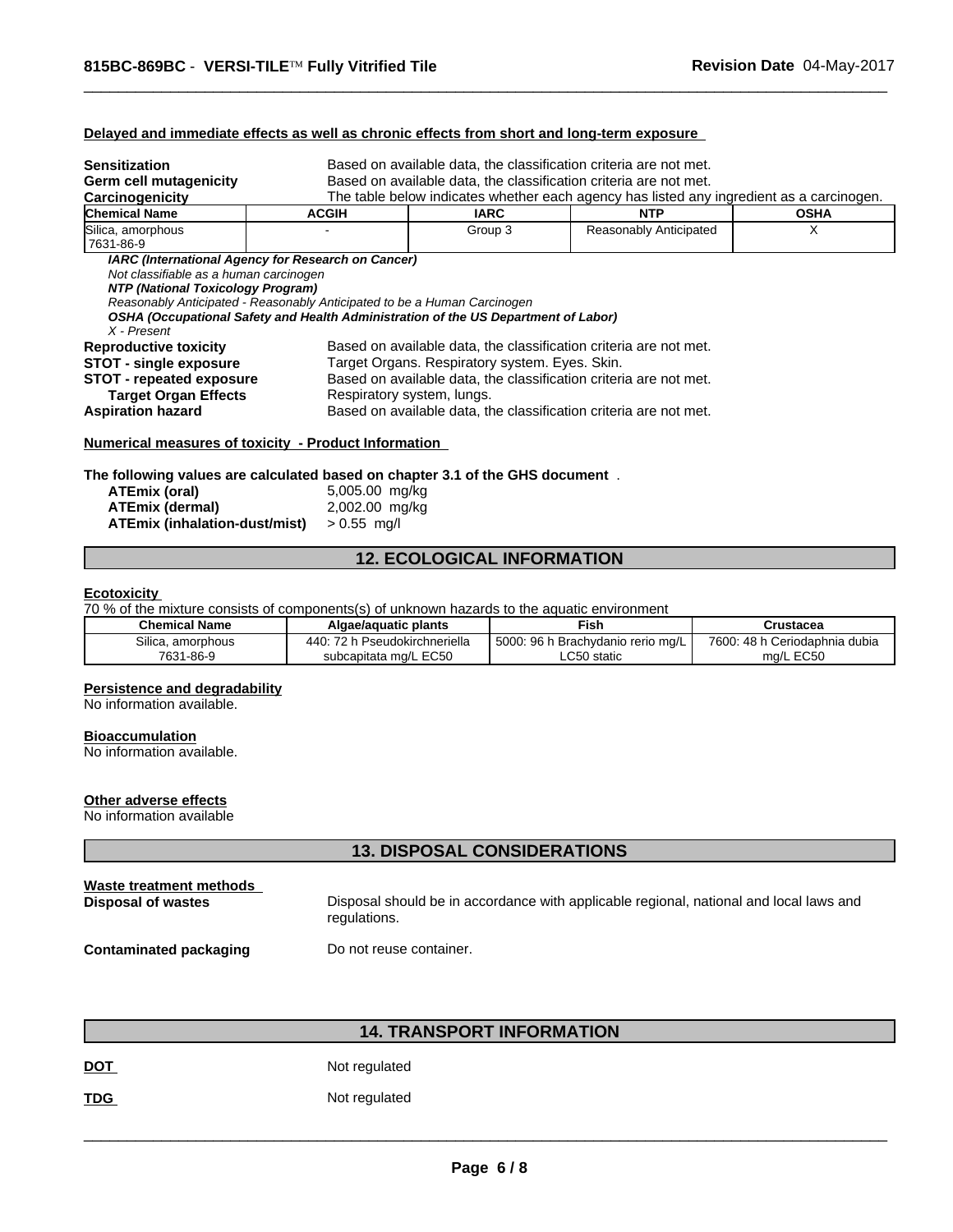**Delayed and immediate effects as well as chronic effects from short and long-term exposure**

**Sensitization** Based on available data, the classification criteria are not met.
**Germ cell mutagenicity** Based on available data, the classification criteria are not met.
**Carcinogenicity** The table below indicates whether each agency has listed any ingredient as a carcinogen.

| Chemical Name | ACGIH | IARC | NTP | OSHA |
|---|---|---|---|---|
| Silica, amorphous 7631-86-9 | - | Group 3 | Reasonably Anticipated | X |

***IARC (International Agency for Research on Cancer)***
*Not classifiable as a human carcinogen*
***NTP (National Toxicology Program)***
*Reasonably Anticipated - Reasonably Anticipated to be a Human Carcinogen*
***OSHA (Occupational Safety and Health Administration of the US Department of Labor)***
*X - Present*

**Reproductive toxicity** Based on available data, the classification criteria are not met.
**STOT - single exposure** Target Organs. Respiratory system. Eyes. Skin.
**STOT - repeated exposure** Based on available data, the classification criteria are not met.
**Target Organ Effects** Respiratory system, lungs.
**Aspiration hazard** Based on available data, the classification criteria are not met.

**Numerical measures of toxicity - Product Information**

**The following values are calculated based on chapter 3.1 of the GHS document** .

**ATEmix (oral)** 5,005.00 mg/kg
**ATEmix (dermal)** 2,002.00 mg/kg
**ATEmix (inhalation-dust/mist)** > 0.55 mg/l

## 12. ECOLOGICAL INFORMATION

**Ecotoxicity**

70 % of the mixture consists of components(s) of unknown hazards to the aquatic environment

| Chemical Name | Algae/aquatic plants | Fish | Crustacea |
|---|---|---|---|
| Silica, amorphous 7631-86-9 | 440: 72 h Pseudokirchneriella subcapitata mg/L EC50 | 5000: 96 h Brachydanio rerio mg/L LC50 static | 7600: 48 h Ceriodaphnia dubia mg/L EC50 |

**Persistence and degradability**
No information available.

**Bioaccumulation**
No information available.

**Other adverse effects**
No information available

## 13. DISPOSAL CONSIDERATIONS

**Waste treatment methods**

**Disposal of wastes** Disposal should be in accordance with applicable regional, national and local laws and regulations.

**Contaminated packaging** Do not reuse container.

## 14. TRANSPORT INFORMATION

**DOT** Not regulated

**TDG** Not regulated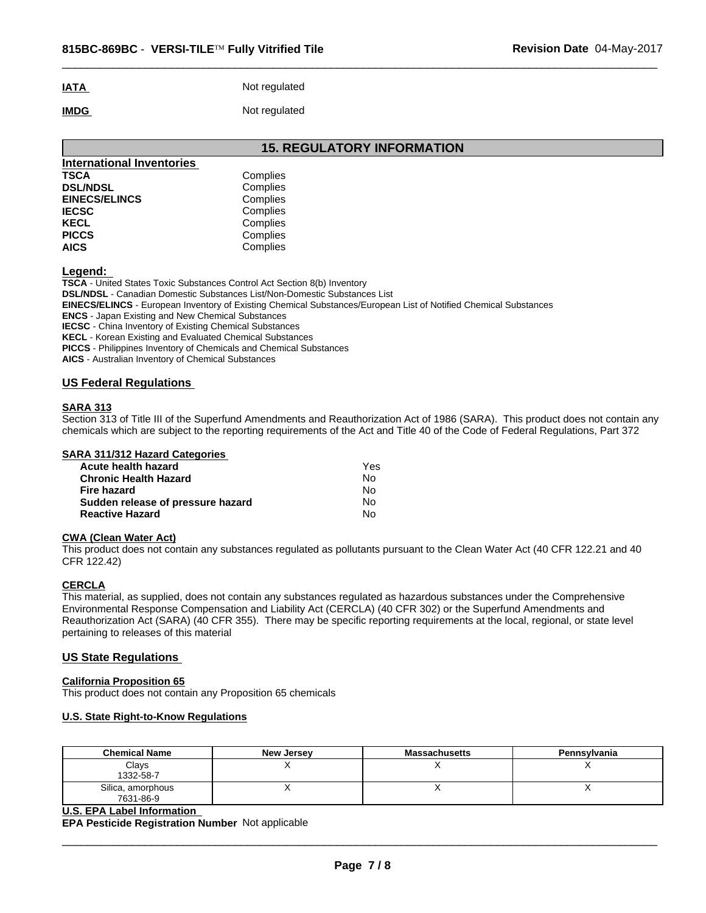**IATA** Not regulated

**IMDG** Not regulated

## 15. REGULATORY INFORMATION

### International Inventories

| | |
|---|---|
| **TSCA** | Complies |
| **DSL/NDSL** | Complies |
| **EINECS/ELINCS** | Complies |
| **IECSC** | Complies |
| **KECL** | Complies |
| **PICCS** | Complies |
| **AICS** | Complies |

**Legend:**

**TSCA** - United States Toxic Substances Control Act Section 8(b) Inventory
**DSL/NDSL** - Canadian Domestic Substances List/Non-Domestic Substances List
**EINECS/ELINCS** - European Inventory of Existing Chemical Substances/European List of Notified Chemical Substances
**ENCS** - Japan Existing and New Chemical Substances
**IECSC** - China Inventory of Existing Chemical Substances
**KECL** - Korean Existing and Evaluated Chemical Substances
**PICCS** - Philippines Inventory of Chemicals and Chemical Substances
**AICS** - Australian Inventory of Chemical Substances

### US Federal Regulations

**SARA 313**

Section 313 of Title III of the Superfund Amendments and Reauthorization Act of 1986 (SARA). This product does not contain any chemicals which are subject to the reporting requirements of the Act and Title 40 of the Code of Federal Regulations, Part 372

**SARA 311/312 Hazard Categories**

| | |
|---|---|
| **Acute health hazard** | Yes |
| **Chronic Health Hazard** | No |
| **Fire hazard** | No |
| **Sudden release of pressure hazard** | No |
| **Reactive Hazard** | No |

**CWA (Clean Water Act)**

This product does not contain any substances regulated as pollutants pursuant to the Clean Water Act (40 CFR 122.21 and 40 CFR 122.42)

**CERCLA**

This material, as supplied, does not contain any substances regulated as hazardous substances under the Comprehensive Environmental Response Compensation and Liability Act (CERCLA) (40 CFR 302) or the Superfund Amendments and Reauthorization Act (SARA) (40 CFR 355). There may be specific reporting requirements at the local, regional, or state level pertaining to releases of this material

### US State Regulations

**California Proposition 65**

This product does not contain any Proposition 65 chemicals

**U.S. State Right-to-Know Regulations**

| Chemical Name | New Jersey | Massachusetts | Pennsylvania |
|---|---|---|---|
| Clays 1332-58-7 | X | X | X |
| Silica, amorphous 7631-86-9 | X | X | X |

**U.S. EPA Label Information**

**EPA Pesticide Registration Number** Not applicable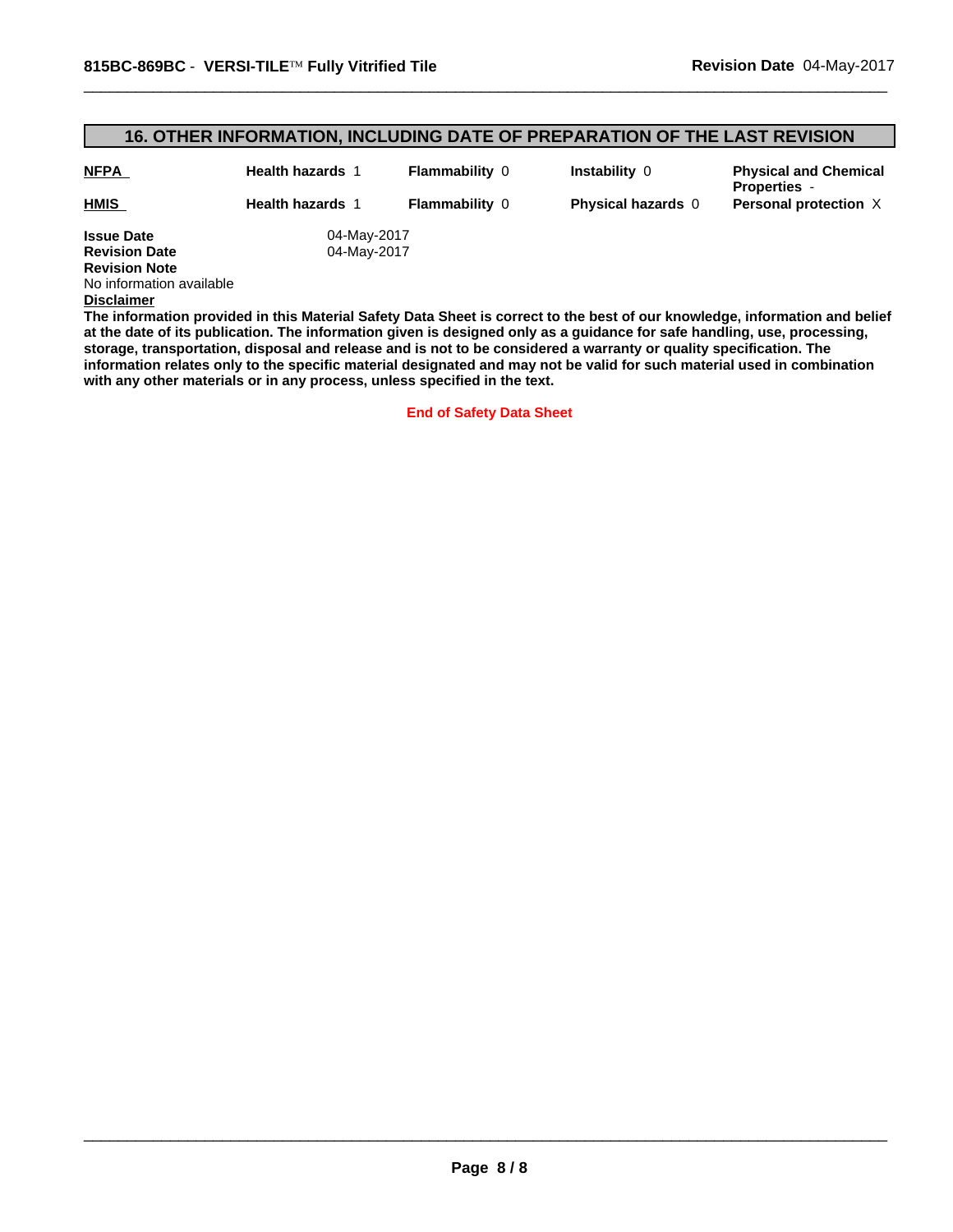## 16. OTHER INFORMATION, INCLUDING DATE OF PREPARATION OF THE LAST REVISION

| | | | | |
|---|---|---|---|---|
| **NFPA** | **Health hazards** 1 | **Flammability** 0 | **Instability** 0 | **Physical and Chemical Properties** - |
| **HMIS** | **Health hazards** 1 | **Flammability** 0 | **Physical hazards** 0 | **Personal protection** X |

**Issue Date** 04-May-2017
**Revision Date** 04-May-2017
**Revision Note**
No information available

**Disclaimer**

**The information provided in this Material Safety Data Sheet is correct to the best of our knowledge, information and belief at the date of its publication. The information given is designed only as a guidance for safe handling, use, processing, storage, transportation, disposal and release and is not to be considered a warranty or quality specification. The information relates only to the specific material designated and may not be valid for such material used in combination with any other materials or in any process, unless specified in the text.**

**End of Safety Data Sheet**